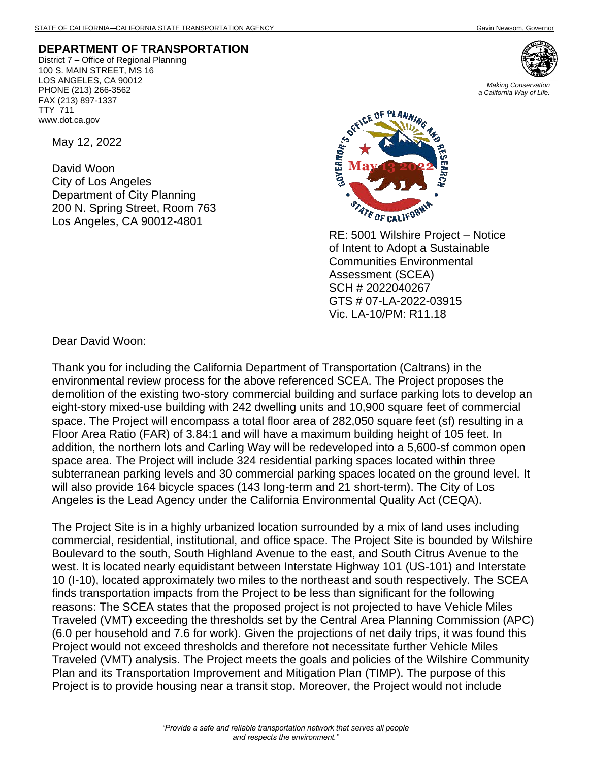STATE OF CALIFORNIA—CALIFORNIA STATE TRANSPORTATION AGENCY Gavin Newsom, Governor

**DEPARTMENT OF TRANSPORTATION**
District 7 – Office of Regional Planning
100 S. MAIN STREET, MS 16
LOS ANGELES, CA 90012
PHONE (213) 266-3562
FAX (213) 897-1337
TTY 711
www.dot.ca.gov

*Making Conservation a California Way of Life.*

GOVERNOR'S OFFICE OF PLANNING AND RESEARCH
May 13 2022
STATE OF CALIFORNIA

May 12, 2022

David Woon
City of Los Angeles
Department of City Planning
200 N. Spring Street, Room 763
Los Angeles, CA 90012-4801

RE: 5001 Wilshire Project – Notice of Intent to Adopt a Sustainable Communities Environmental Assessment (SCEA)
SCH # 2022040267
GTS # 07-LA-2022-03915
Vic. LA-10/PM: R11.18

Dear David Woon:

Thank you for including the California Department of Transportation (Caltrans) in the environmental review process for the above referenced SCEA. The Project proposes the demolition of the existing two-story commercial building and surface parking lots to develop an eight-story mixed-use building with 242 dwelling units and 10,900 square feet of commercial space. The Project will encompass a total floor area of 282,050 square feet (sf) resulting in a Floor Area Ratio (FAR) of 3.84:1 and will have a maximum building height of 105 feet. In addition, the northern lots and Carling Way will be redeveloped into a 5,600-sf common open space area. The Project will include 324 residential parking spaces located within three subterranean parking levels and 30 commercial parking spaces located on the ground level. It will also provide 164 bicycle spaces (143 long-term and 21 short-term). The City of Los Angeles is the Lead Agency under the California Environmental Quality Act (CEQA).

The Project Site is in a highly urbanized location surrounded by a mix of land uses including commercial, residential, institutional, and office space. The Project Site is bounded by Wilshire Boulevard to the south, South Highland Avenue to the east, and South Citrus Avenue to the west. It is located nearly equidistant between Interstate Highway 101 (US-101) and Interstate 10 (I-10), located approximately two miles to the northeast and south respectively. The SCEA finds transportation impacts from the Project to be less than significant for the following reasons: The SCEA states that the proposed project is not projected to have Vehicle Miles Traveled (VMT) exceeding the thresholds set by the Central Area Planning Commission (APC) (6.0 per household and 7.6 for work). Given the projections of net daily trips, it was found this Project would not exceed thresholds and therefore not necessitate further Vehicle Miles Traveled (VMT) analysis. The Project meets the goals and policies of the Wilshire Community Plan and its Transportation Improvement and Mitigation Plan (TIMP). The purpose of this Project is to provide housing near a transit stop. Moreover, the Project would not include

*"Provide a safe and reliable transportation network that serves all people and respects the environment."*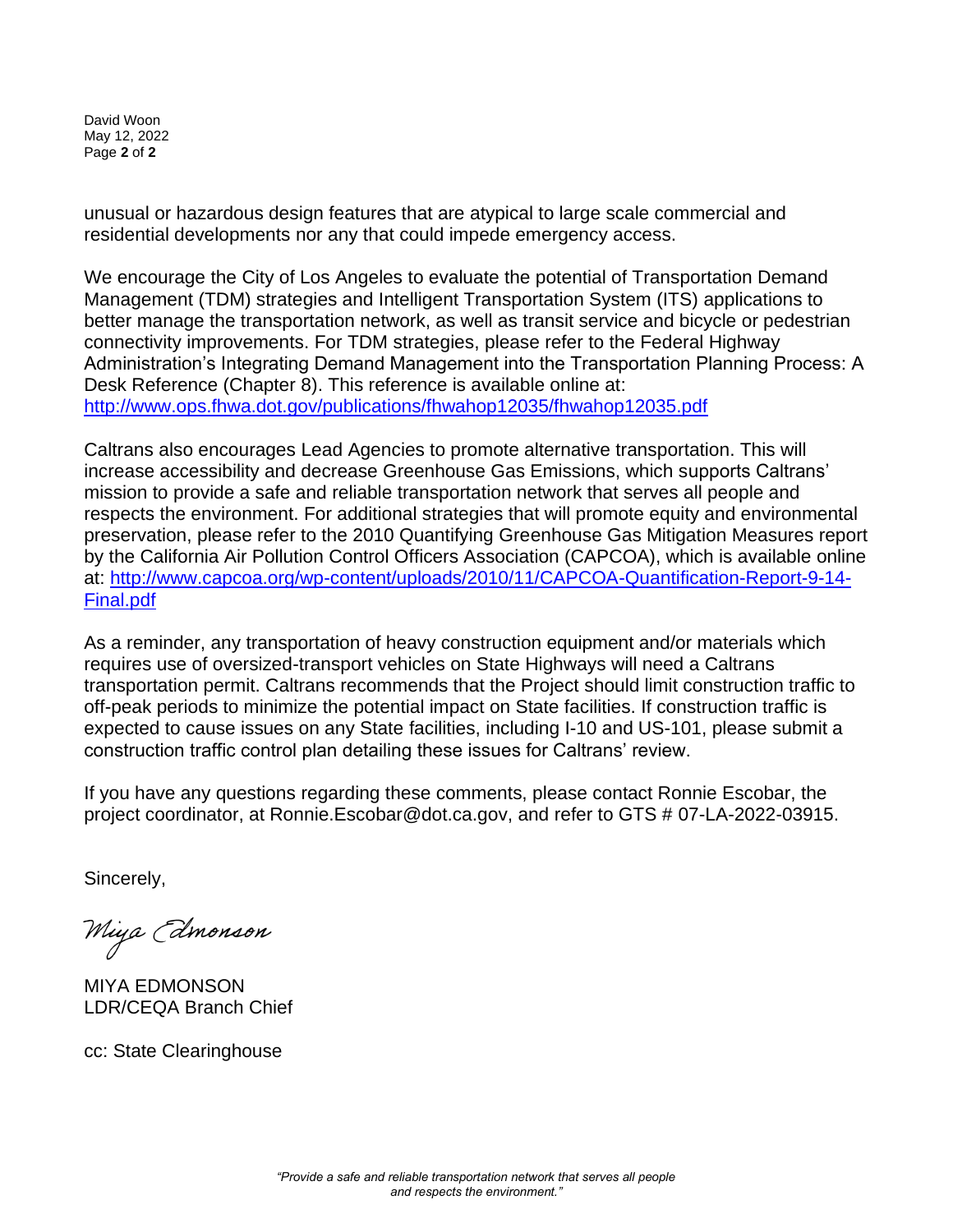unusual or hazardous design features that are atypical to large scale commercial and residential developments nor any that could impede emergency access.

We encourage the City of Los Angeles to evaluate the potential of Transportation Demand Management (TDM) strategies and Intelligent Transportation System (ITS) applications to better manage the transportation network, as well as transit service and bicycle or pedestrian connectivity improvements. For TDM strategies, please refer to the Federal Highway Administration's Integrating Demand Management into the Transportation Planning Process: A Desk Reference (Chapter 8). This reference is available online at: http://www.ops.fhwa.dot.gov/publications/fhwahop12035/fhwahop12035.pdf

Caltrans also encourages Lead Agencies to promote alternative transportation. This will increase accessibility and decrease Greenhouse Gas Emissions, which supports Caltrans' mission to provide a safe and reliable transportation network that serves all people and respects the environment. For additional strategies that will promote equity and environmental preservation, please refer to the 2010 Quantifying Greenhouse Gas Mitigation Measures report by the California Air Pollution Control Officers Association (CAPCOA), which is available online at: http://www.capcoa.org/wp-content/uploads/2010/11/CAPCOA-Quantification-Report-9-14-Final.pdf

As a reminder, any transportation of heavy construction equipment and/or materials which requires use of oversized-transport vehicles on State Highways will need a Caltrans transportation permit. Caltrans recommends that the Project should limit construction traffic to off-peak periods to minimize the potential impact on State facilities. If construction traffic is expected to cause issues on any State facilities, including I-10 and US-101, please submit a construction traffic control plan detailing these issues for Caltrans' review.

If you have any questions regarding these comments, please contact Ronnie Escobar, the project coordinator, at Ronnie.Escobar@dot.ca.gov, and refer to GTS # 07-LA-2022-03915.

Sincerely,

*Miya Edmonson*

MIYA EDMONSON
LDR/CEQA Branch Chief

cc: State Clearinghouse

*"Provide a safe and reliable transportation network that serves all people and respects the environment."*